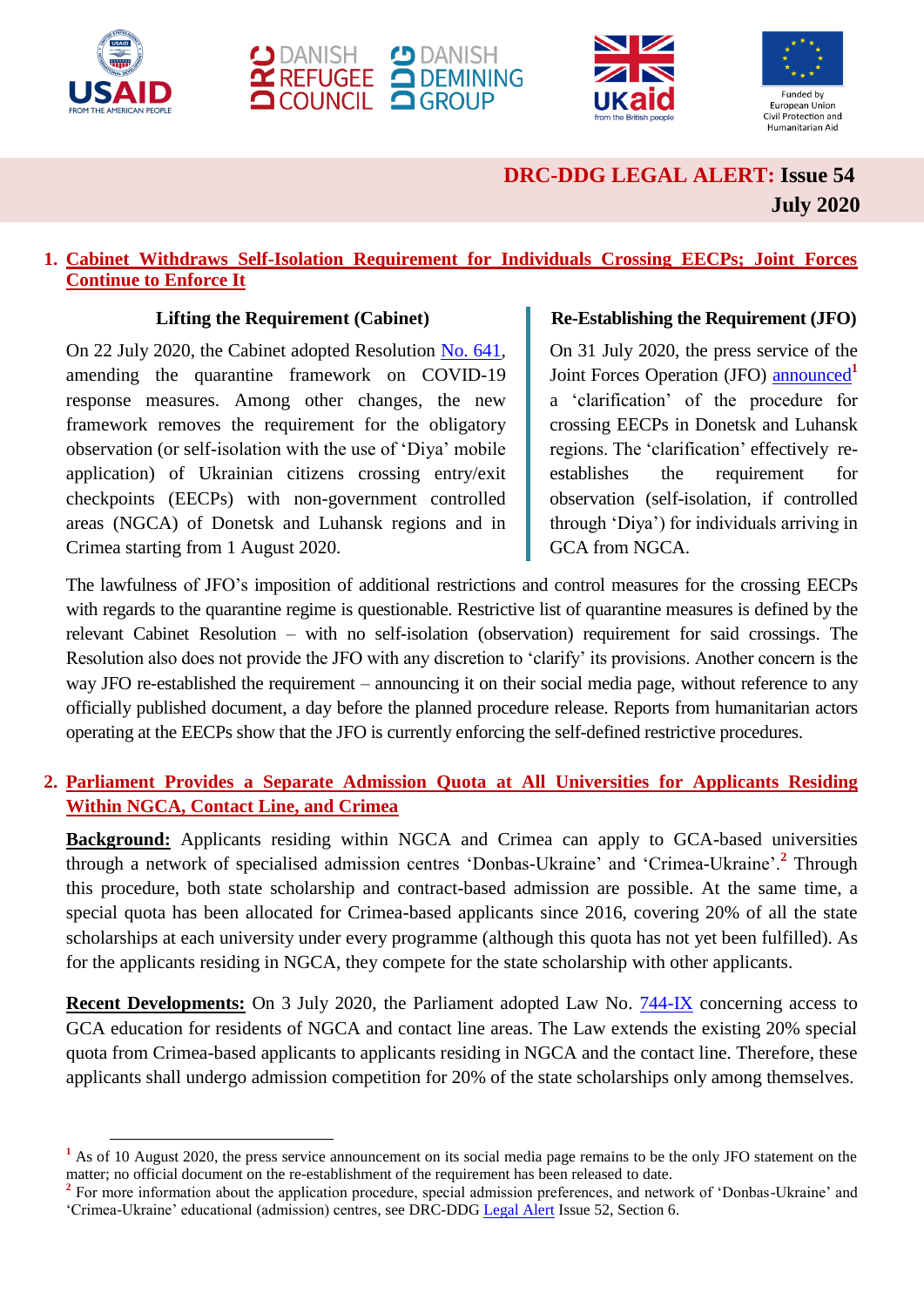# DRC-DDG LEGAL ALERT: Issue 54

**July 2020**

## 1. Cabinet Withdraws Self-Isolation Requirement for Individuals Crossing EECPs; Joint Forces Continue to Enforce It

### Lifting the Requirement (Cabinet)

On 22 July 2020, the Cabinet adopted Resolution No. 641, amending the quarantine framework on COVID-19 response measures. Among other changes, the new framework removes the requirement for the obligatory observation (or self-isolation with the use of 'Diya' mobile application) of Ukrainian citizens crossing entry/exit checkpoints (EECPs) with non-government controlled areas (NGCA) of Donetsk and Luhansk regions and in Crimea starting from 1 August 2020.

### Re-Establishing the Requirement (JFO)

On 31 July 2020, the press service of the Joint Forces Operation (JFO) announced[1] a 'clarification' of the procedure for crossing EECPs in Donetsk and Luhansk regions. The 'clarification' effectively re-establishes the requirement for observation (self-isolation, if controlled through 'Diya') for individuals arriving in GCA from NGCA.

The lawfulness of JFO's imposition of additional restrictions and control measures for the crossing EECPs with regards to the quarantine regime is questionable. Restrictive list of quarantine measures is defined by the relevant Cabinet Resolution – with no self-isolation (observation) requirement for said crossings. The Resolution also does not provide the JFO with any discretion to 'clarify' its provisions. Another concern is the way JFO re-established the requirement – announcing it on their social media page, without reference to any officially published document, a day before the planned procedure release. Reports from humanitarian actors operating at the EECPs show that the JFO is currently enforcing the self-defined restrictive procedures.

## 2. Parliament Provides a Separate Admission Quota at All Universities for Applicants Residing Within NGCA, Contact Line, and Crimea

**Background:** Applicants residing within NGCA and Crimea can apply to GCA-based universities through a network of specialised admission centres 'Donbas-Ukraine' and 'Crimea-Ukraine'.[2] Through this procedure, both state scholarship and contract-based admission are possible. At the same time, a special quota has been allocated for Crimea-based applicants since 2016, covering 20% of all the state scholarships at each university under every programme (although this quota has not yet been fulfilled). As for the applicants residing in NGCA, they compete for the state scholarship with other applicants.

**Recent Developments:** On 3 July 2020, the Parliament adopted Law No. 744-IX concerning access to GCA education for residents of NGCA and contact line areas. The Law extends the existing 20% special quota from Crimea-based applicants to applicants residing in NGCA and the contact line. Therefore, these applicants shall undergo admission competition for 20% of the state scholarships only among themselves.

---

[1] As of 10 August 2020, the press service announcement on its social media page remains to be the only JFO statement on the matter; no official document on the re-establishment of the requirement has been released to date.

[2] For more information about the application procedure, special admission preferences, and network of 'Donbas-Ukraine' and 'Crimea-Ukraine' educational (admission) centres, see DRC-DDG Legal Alert Issue 52, Section 6.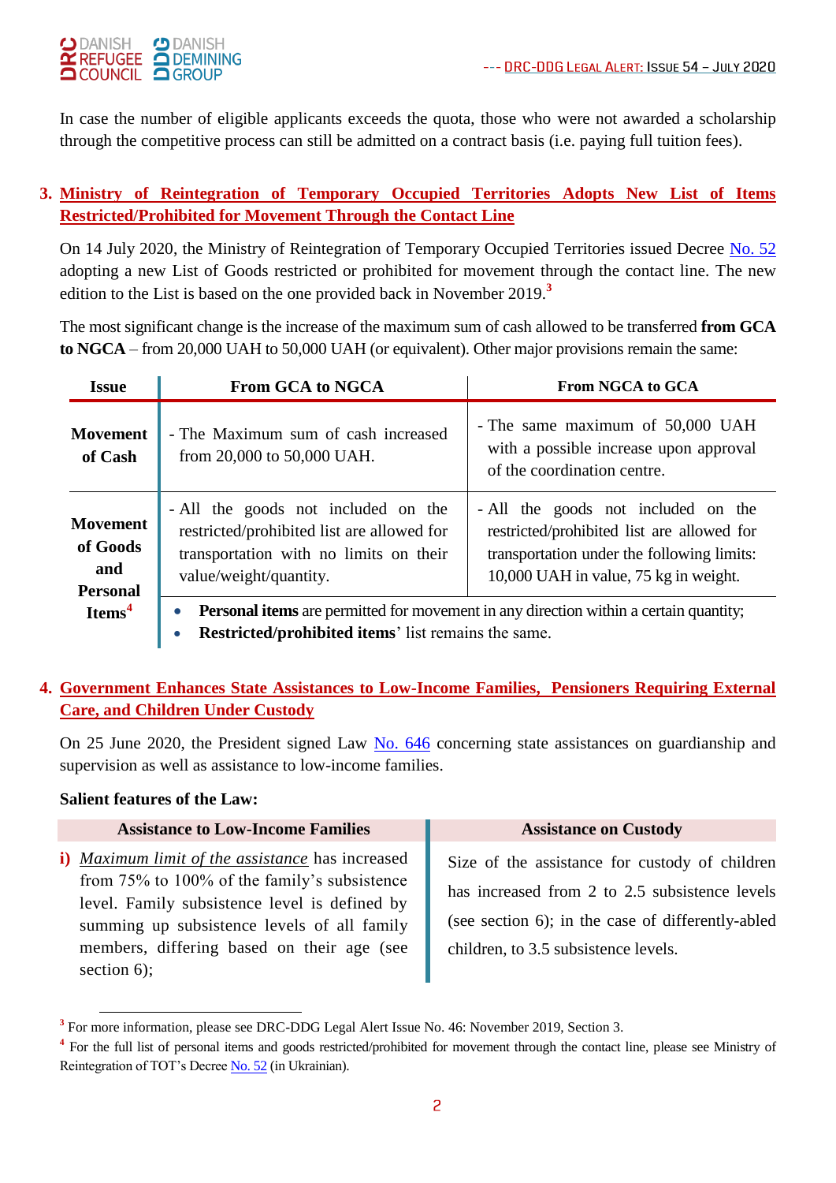In case the number of eligible applicants exceeds the quota, those who were not awarded a scholarship through the competitive process can still be admitted on a contract basis (i.e. paying full tuition fees).

## 3. Ministry of Reintegration of Temporary Occupied Territories Adopts New List of Items Restricted/Prohibited for Movement Through the Contact Line

On 14 July 2020, the Ministry of Reintegration of Temporary Occupied Territories issued Decree No. 52 adopting a new List of Goods restricted or prohibited for movement through the contact line. The new edition to the List is based on the one provided back in November 2019.[3]

The most significant change is the increase of the maximum sum of cash allowed to be transferred **from GCA to NGCA** – from 20,000 UAH to 50,000 UAH (or equivalent). Other major provisions remain the same:

| Issue | From GCA to NGCA | From NGCA to GCA |
|---|---|---|
| **Movement of Cash** | - The Maximum sum of cash increased from 20,000 to 50,000 UAH. | - The same maximum of 50,000 UAH with a possible increase upon approval of the coordination centre. |
| **Movement of Goods and Personal Items**[4] | - All the goods not included on the restricted/prohibited list are allowed for transportation with no limits on their value/weight/quantity. | - All the goods not included on the restricted/prohibited list are allowed for transportation under the following limits: 10,000 UAH in value, 75 kg in weight. |
| | • **Personal items** are permitted for movement in any direction within a certain quantity;<br>• **Restricted/prohibited items**' list remains the same. | |

## 4. Government Enhances State Assistances to Low-Income Families, Pensioners Requiring External Care, and Children Under Custody

On 25 June 2020, the President signed Law No. 646 concerning state assistances on guardianship and supervision as well as assistance to low-income families.

**Salient features of the Law:**

| Assistance to Low-Income Families | Assistance on Custody |
|---|---|
| **i)** *Maximum limit of the assistance* has increased from 75% to 100% of the family's subsistence level. Family subsistence level is defined by summing up subsistence levels of all family members, differing based on their age (see section 6); | Size of the assistance for custody of children has increased from 2 to 2.5 subsistence levels (see section 6); in the case of differently-abled children, to 3.5 subsistence levels. |

[3] For more information, please see DRC-DDG Legal Alert Issue No. 46: November 2019, Section 3.

[4] For the full list of personal items and goods restricted/prohibited for movement through the contact line, please see Ministry of Reintegration of TOT's Decree No. 52 (in Ukrainian).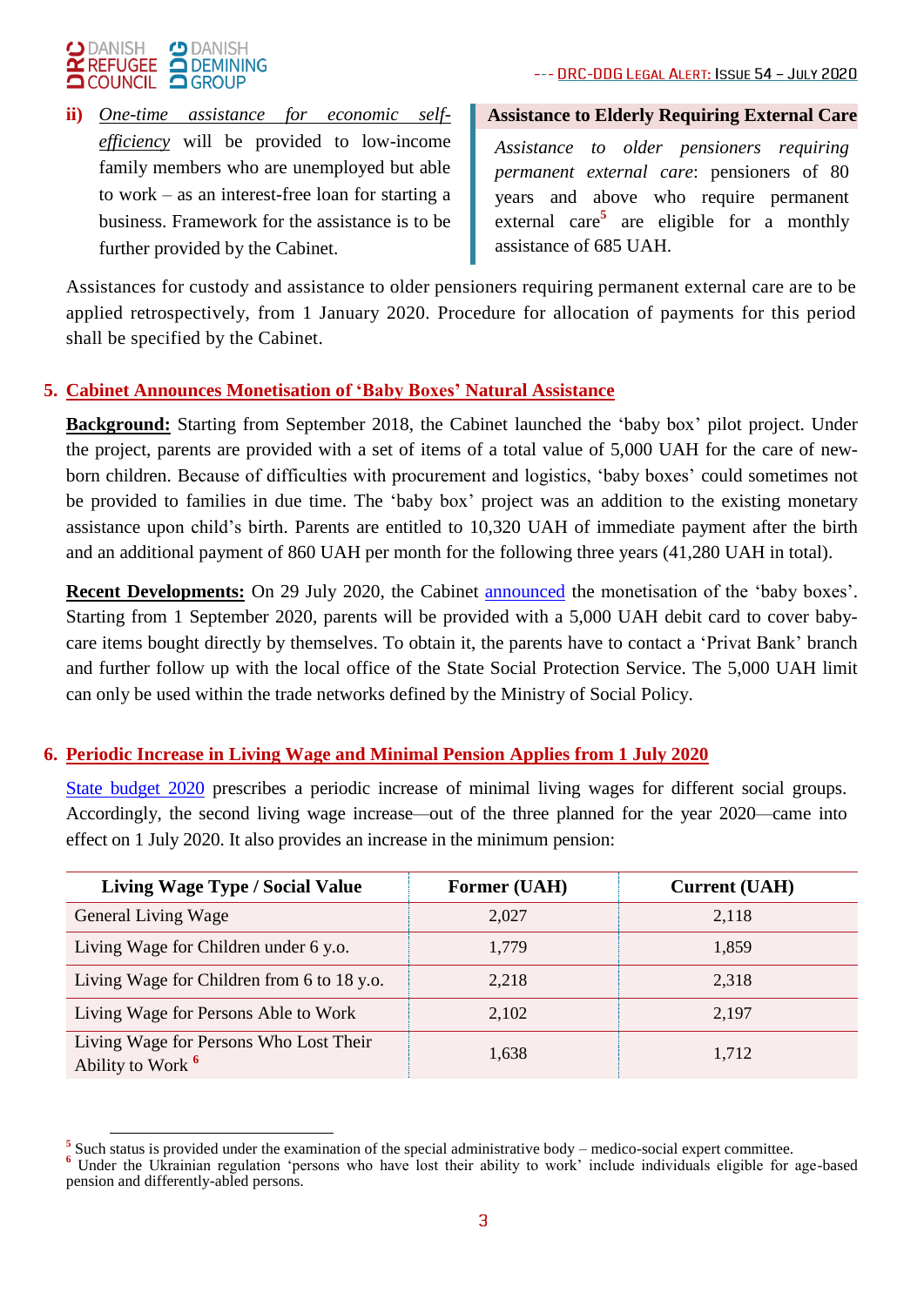ii) *One-time assistance for economic self-efficiency* will be provided to low-income family members who are unemployed but able to work – as an interest-free loan for starting a business. Framework for the assistance is to be further provided by the Cabinet.

**Assistance to Elderly Requiring External Care**

*Assistance to older pensioners requiring permanent external care*: pensioners of 80 years and above who require permanent external care[5] are eligible for a monthly assistance of 685 UAH.

Assistances for custody and assistance to older pensioners requiring permanent external care are to be applied retrospectively, from 1 January 2020. Procedure for allocation of payments for this period shall be specified by the Cabinet.

## 5. Cabinet Announces Monetisation of 'Baby Boxes' Natural Assistance

**Background:** Starting from September 2018, the Cabinet launched the 'baby box' pilot project. Under the project, parents are provided with a set of items of a total value of 5,000 UAH for the care of new-born children. Because of difficulties with procurement and logistics, 'baby boxes' could sometimes not be provided to families in due time. The 'baby box' project was an addition to the existing monetary assistance upon child's birth. Parents are entitled to 10,320 UAH of immediate payment after the birth and an additional payment of 860 UAH per month for the following three years (41,280 UAH in total).

**Recent Developments:** On 29 July 2020, the Cabinet announced the monetisation of the 'baby boxes'. Starting from 1 September 2020, parents will be provided with a 5,000 UAH debit card to cover baby-care items bought directly by themselves. To obtain it, the parents have to contact a 'Privat Bank' branch and further follow up with the local office of the State Social Protection Service. The 5,000 UAH limit can only be used within the trade networks defined by the Ministry of Social Policy.

## 6. Periodic Increase in Living Wage and Minimal Pension Applies from 1 July 2020

State budget 2020 prescribes a periodic increase of minimal living wages for different social groups. Accordingly, the second living wage increase—out of the three planned for the year 2020—came into effect on 1 July 2020. It also provides an increase in the minimum pension:

| Living Wage Type / Social Value | Former (UAH) | Current (UAH) |
|---|---|---|
| General Living Wage | 2,027 | 2,118 |
| Living Wage for Children under 6 y.o. | 1,779 | 1,859 |
| Living Wage for Children from 6 to 18 y.o. | 2,218 | 2,318 |
| Living Wage for Persons Able to Work | 2,102 | 2,197 |
| Living Wage for Persons Who Lost Their Ability to Work [6] | 1,638 | 1,712 |

---

[5] Such status is provided under the examination of the special administrative body – medico-social expert committee.

[6] Under the Ukrainian regulation 'persons who have lost their ability to work' include individuals eligible for age-based pension and differently-abled persons.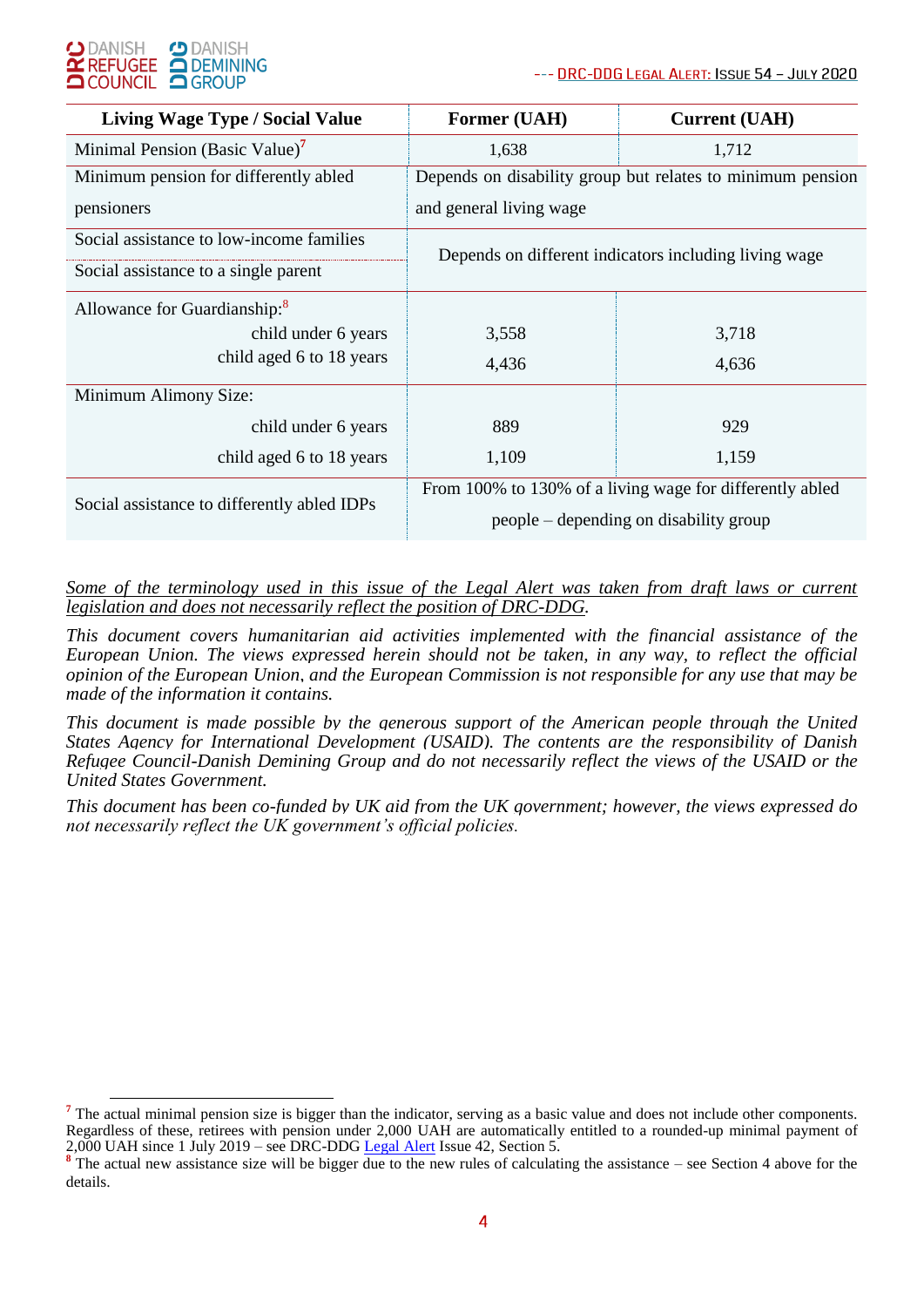| Living Wage Type / Social Value | Former (UAH) | Current (UAH) |
|---|---|---|
| Minimal Pension (Basic Value)[7] | 1,638 | 1,712 |
| Minimum pension for differently abled pensioners | Depends on disability group but relates to minimum pension and general living wage | |
| Social assistance to low-income families<br>Social assistance to a single parent | Depends on different indicators including living wage | |
| Allowance for Guardianship:[8]<br>child under 6 years<br>child aged 6 to 18 years | <br>3,558<br>4,436 | <br>3,718<br>4,636 |
| Minimum Alimony Size:<br>child under 6 years<br>child aged 6 to 18 years | <br>889<br>1,109 | <br>929<br>1,159 |
| Social assistance to differently abled IDPs | From 100% to 130% of a living wage for differently abled people – depending on disability group | |

*Some of the terminology used in this issue of the Legal Alert was taken from draft laws or current legislation and does not necessarily reflect the position of DRC-DDG.*

*This document covers humanitarian aid activities implemented with the financial assistance of the European Union. The views expressed herein should not be taken, in any way, to reflect the official opinion of the European Union, and the European Commission is not responsible for any use that may be made of the information it contains.*

*This document is made possible by the generous support of the American people through the United States Agency for International Development (USAID). The contents are the responsibility of Danish Refugee Council-Danish Demining Group and do not necessarily reflect the views of the USAID or the United States Government.*

*This document has been co-funded by UK aid from the UK government; however, the views expressed do not necessarily reflect the UK government's official policies.*

---

[7] The actual minimal pension size is bigger than the indicator, serving as a basic value and does not include other components. Regardless of these, retirees with pension under 2,000 UAH are automatically entitled to a rounded-up minimal payment of 2,000 UAH since 1 July 2019 – see DRC-DDG Legal Alert Issue 42, Section 5.

[8] The actual new assistance size will be bigger due to the new rules of calculating the assistance – see Section 4 above for the details.